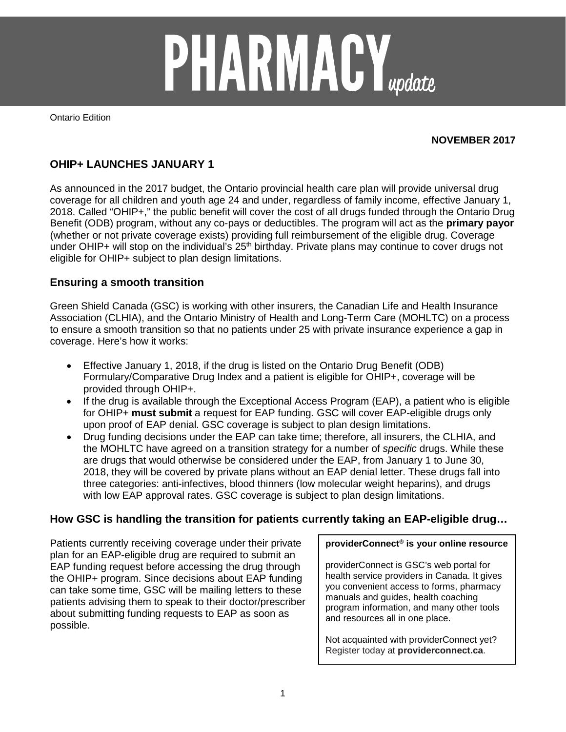# PHARMACY update

Ontario Edition

**NOVEMBER 2017**

## OHIP+ LAUNCHES JANUARY 1

As announced in the 2017 budget, the Ontario provincial health care plan will provide universal drug coverage for all children and youth age 24 and under, regardless of family income, effective January 1, 2018. Called "OHIP+," the public benefit will cover the cost of all drugs funded through the Ontario Drug Benefit (ODB) program, without any co-pays or deductibles. The program will act as the **primary payor** (whether or not private coverage exists) providing full reimbursement of the eligible drug. Coverage under OHIP+ will stop on the individual's 25th birthday. Private plans may continue to cover drugs not eligible for OHIP+ subject to plan design limitations.

### Ensuring a smooth transition

Green Shield Canada (GSC) is working with other insurers, the Canadian Life and Health Insurance Association (CLHIA), and the Ontario Ministry of Health and Long-Term Care (MOHLTC) on a process to ensure a smooth transition so that no patients under 25 with private insurance experience a gap in coverage. Here's how it works:

- Effective January 1, 2018, if the drug is listed on the Ontario Drug Benefit (ODB) Formulary/Comparative Drug Index and a patient is eligible for OHIP+, coverage will be provided through OHIP+.
- If the drug is available through the Exceptional Access Program (EAP), a patient who is eligible for OHIP+ **must submit** a request for EAP funding. GSC will cover EAP-eligible drugs only upon proof of EAP denial. GSC coverage is subject to plan design limitations.
- Drug funding decisions under the EAP can take time; therefore, all insurers, the CLHIA, and the MOHLTC have agreed on a transition strategy for a number of *specific* drugs. While these are drugs that would otherwise be considered under the EAP, from January 1 to June 30, 2018, they will be covered by private plans without an EAP denial letter. These drugs fall into three categories: anti-infectives, blood thinners (low molecular weight heparins), and drugs with low EAP approval rates. GSC coverage is subject to plan design limitations.

### How GSC is handling the transition for patients currently taking an EAP-eligible drug…

Patients currently receiving coverage under their private plan for an EAP-eligible drug are required to submit an EAP funding request before accessing the drug through the OHIP+ program. Since decisions about EAP funding can take some time, GSC will be mailing letters to these patients advising them to speak to their doctor/prescriber about submitting funding requests to EAP as soon as possible.

**providerConnect® is your online resource**

providerConnect is GSC's web portal for health service providers in Canada. It gives you convenient access to forms, pharmacy manuals and guides, health coaching program information, and many other tools and resources all in one place.

Not acquainted with providerConnect yet? Register today at **providerconnect.ca**.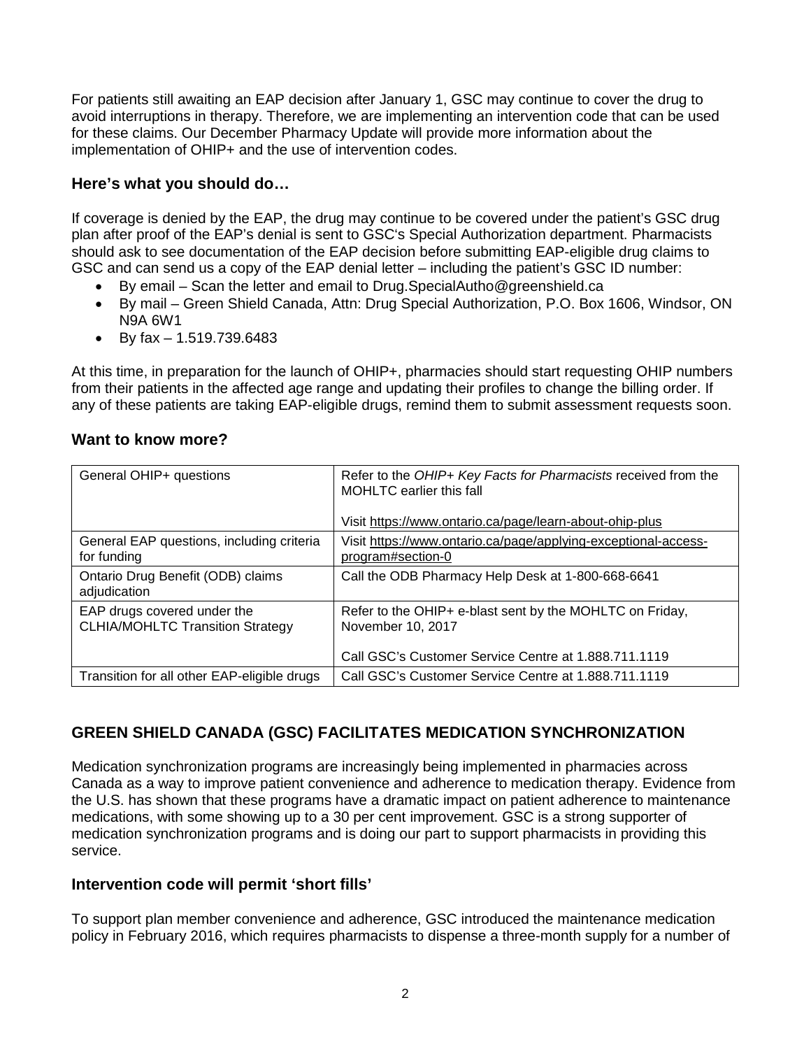For patients still awaiting an EAP decision after January 1, GSC may continue to cover the drug to avoid interruptions in therapy. Therefore, we are implementing an intervention code that can be used for these claims. Our December Pharmacy Update will provide more information about the implementation of OHIP+ and the use of intervention codes.

### Here's what you should do…

If coverage is denied by the EAP, the drug may continue to be covered under the patient's GSC drug plan after proof of the EAP's denial is sent to GSC's Special Authorization department. Pharmacists should ask to see documentation of the EAP decision before submitting EAP-eligible drug claims to GSC and can send us a copy of the EAP denial letter – including the patient's GSC ID number:

- By email – Scan the letter and email to Drug.SpecialAutho@greenshield.ca
- By mail – Green Shield Canada, Attn: Drug Special Authorization, P.O. Box 1606, Windsor, ON N9A 6W1
- By fax – 1.519.739.6483

At this time, in preparation for the launch of OHIP+, pharmacies should start requesting OHIP numbers from their patients in the affected age range and updating their profiles to change the billing order. If any of these patients are taking EAP-eligible drugs, remind them to submit assessment requests soon.

### Want to know more?

| | |
|---|---|
| General OHIP+ questions | Refer to the *OHIP+ Key Facts for Pharmacists* received from the MOHLTC earlier this fall<br><br>Visit https://www.ontario.ca/page/learn-about-ohip-plus |
| General EAP questions, including criteria for funding | Visit https://www.ontario.ca/page/applying-exceptional-access-program#section-0 |
| Ontario Drug Benefit (ODB) claims adjudication | Call the ODB Pharmacy Help Desk at 1-800-668-6641 |
| EAP drugs covered under the CLHIA/MOHLTC Transition Strategy | Refer to the OHIP+ e-blast sent by the MOHLTC on Friday, November 10, 2017<br><br>Call GSC's Customer Service Centre at 1.888.711.1119 |
| Transition for all other EAP-eligible drugs | Call GSC's Customer Service Centre at 1.888.711.1119 |

## GREEN SHIELD CANADA (GSC) FACILITATES MEDICATION SYNCHRONIZATION

Medication synchronization programs are increasingly being implemented in pharmacies across Canada as a way to improve patient convenience and adherence to medication therapy. Evidence from the U.S. has shown that these programs have a dramatic impact on patient adherence to maintenance medications, with some showing up to a 30 per cent improvement. GSC is a strong supporter of medication synchronization programs and is doing our part to support pharmacists in providing this service.

### Intervention code will permit 'short fills'

To support plan member convenience and adherence, GSC introduced the maintenance medication policy in February 2016, which requires pharmacists to dispense a three-month supply for a number of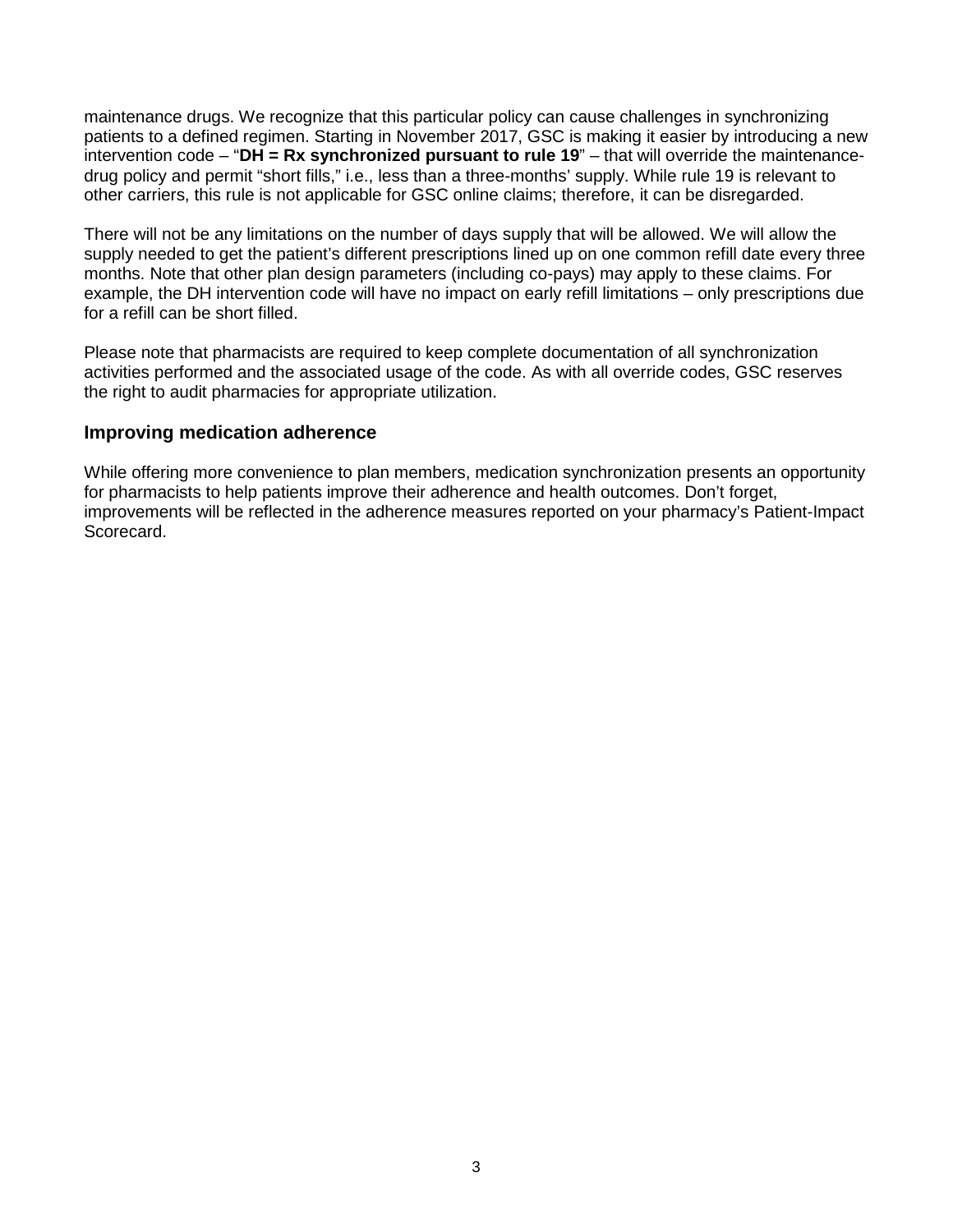maintenance drugs. We recognize that this particular policy can cause challenges in synchronizing patients to a defined regimen. Starting in November 2017, GSC is making it easier by introducing a new intervention code – "**DH = Rx synchronized pursuant to rule 19**" – that will override the maintenance-drug policy and permit "short fills," i.e., less than a three-months' supply. While rule 19 is relevant to other carriers, this rule is not applicable for GSC online claims; therefore, it can be disregarded.

There will not be any limitations on the number of days supply that will be allowed. We will allow the supply needed to get the patient's different prescriptions lined up on one common refill date every three months. Note that other plan design parameters (including co-pays) may apply to these claims. For example, the DH intervention code will have no impact on early refill limitations – only prescriptions due for a refill can be short filled.

Please note that pharmacists are required to keep complete documentation of all synchronization activities performed and the associated usage of the code. As with all override codes, GSC reserves the right to audit pharmacies for appropriate utilization.

### Improving medication adherence

While offering more convenience to plan members, medication synchronization presents an opportunity for pharmacists to help patients improve their adherence and health outcomes. Don't forget, improvements will be reflected in the adherence measures reported on your pharmacy's Patient-Impact Scorecard.